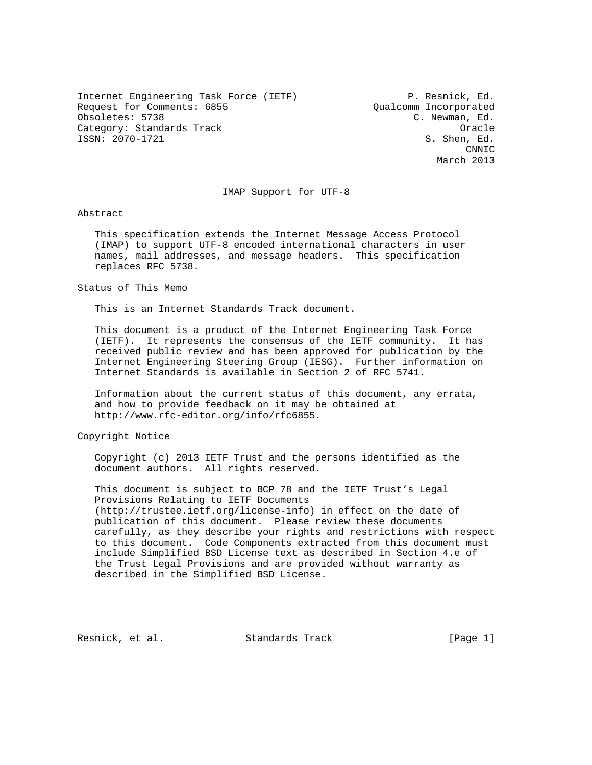Internet Engineering Task Force (IETF)  
Request for Comments: 6855  
Obsoletes: 5738  
Category: Standards Track  
ISSN: 2070-1721

P. Resnick, Ed.  
Qualcomm Incorporated  
C. Newman, Ed.  
Oracle  
S. Shen, Ed.  
CNNIC  
March 2013

# IMAP Support for UTF-8

## Abstract

This specification extends the Internet Message Access Protocol (IMAP) to support UTF-8 encoded international characters in user names, mail addresses, and message headers. This specification replaces RFC 5738.

## Status of This Memo

This is an Internet Standards Track document.

This document is a product of the Internet Engineering Task Force (IETF). It represents the consensus of the IETF community. It has received public review and has been approved for publication by the Internet Engineering Steering Group (IESG). Further information on Internet Standards is available in Section 2 of RFC 5741.

Information about the current status of this document, any errata, and how to provide feedback on it may be obtained at http://www.rfc-editor.org/info/rfc6855.

## Copyright Notice

Copyright (c) 2013 IETF Trust and the persons identified as the document authors. All rights reserved.

This document is subject to BCP 78 and the IETF Trust's Legal Provisions Relating to IETF Documents (http://trustee.ietf.org/license-info) in effect on the date of publication of this document. Please review these documents carefully, as they describe your rights and restrictions with respect to this document. Code Components extracted from this document must include Simplified BSD License text as described in Section 4.e of the Trust Legal Provisions and are provided without warranty as described in the Simplified BSD License.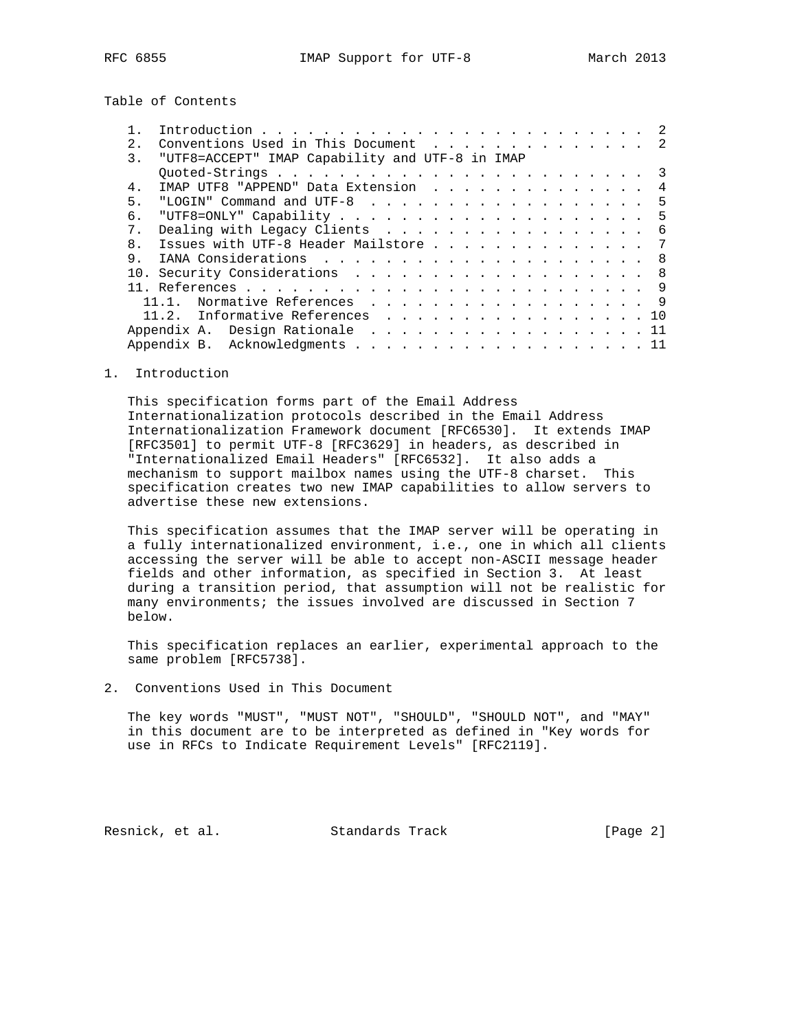Table of Contents

1. Introduction . . . . . . . . . . . . . . . . . . . . . . . . . 2
2. Conventions Used in This Document . . . . . . . . . . . . . . 2
3. "UTF8=ACCEPT" IMAP Capability and UTF-8 in IMAP Quoted-Strings . . . . . . . . . . . . . . . . . . . . . . . . 3
4. IMAP UTF8 "APPEND" Data Extension . . . . . . . . . . . . . . 4
5. "LOGIN" Command and UTF-8 . . . . . . . . . . . . . . . . . . 5
6. "UTF8=ONLY" Capability . . . . . . . . . . . . . . . . . . . . 5
7. Dealing with Legacy Clients . . . . . . . . . . . . . . . . . 6
8. Issues with UTF-8 Header Mailstore . . . . . . . . . . . . . . 7
9. IANA Considerations . . . . . . . . . . . . . . . . . . . . . 8
10. Security Considerations . . . . . . . . . . . . . . . . . . . 8
11. References . . . . . . . . . . . . . . . . . . . . . . . . . 9
  11.1. Normative References . . . . . . . . . . . . . . . . . . 9
  11.2. Informative References . . . . . . . . . . . . . . . . . 10
Appendix A. Design Rationale . . . . . . . . . . . . . . . . . . 11
Appendix B. Acknowledgments . . . . . . . . . . . . . . . . . . . 11

## 1. Introduction

This specification forms part of the Email Address Internationalization protocols described in the Email Address Internationalization Framework document [RFC6530]. It extends IMAP [RFC3501] to permit UTF-8 [RFC3629] in headers, as described in "Internationalized Email Headers" [RFC6532]. It also adds a mechanism to support mailbox names using the UTF-8 charset. This specification creates two new IMAP capabilities to allow servers to advertise these new extensions.

This specification assumes that the IMAP server will be operating in a fully internationalized environment, i.e., one in which all clients accessing the server will be able to accept non-ASCII message header fields and other information, as specified in Section 3. At least during a transition period, that assumption will not be realistic for many environments; the issues involved are discussed in Section 7 below.

This specification replaces an earlier, experimental approach to the same problem [RFC5738].

## 2. Conventions Used in This Document

The key words "MUST", "MUST NOT", "SHOULD", "SHOULD NOT", and "MAY" in this document are to be interpreted as defined in "Key words for use in RFCs to Indicate Requirement Levels" [RFC2119].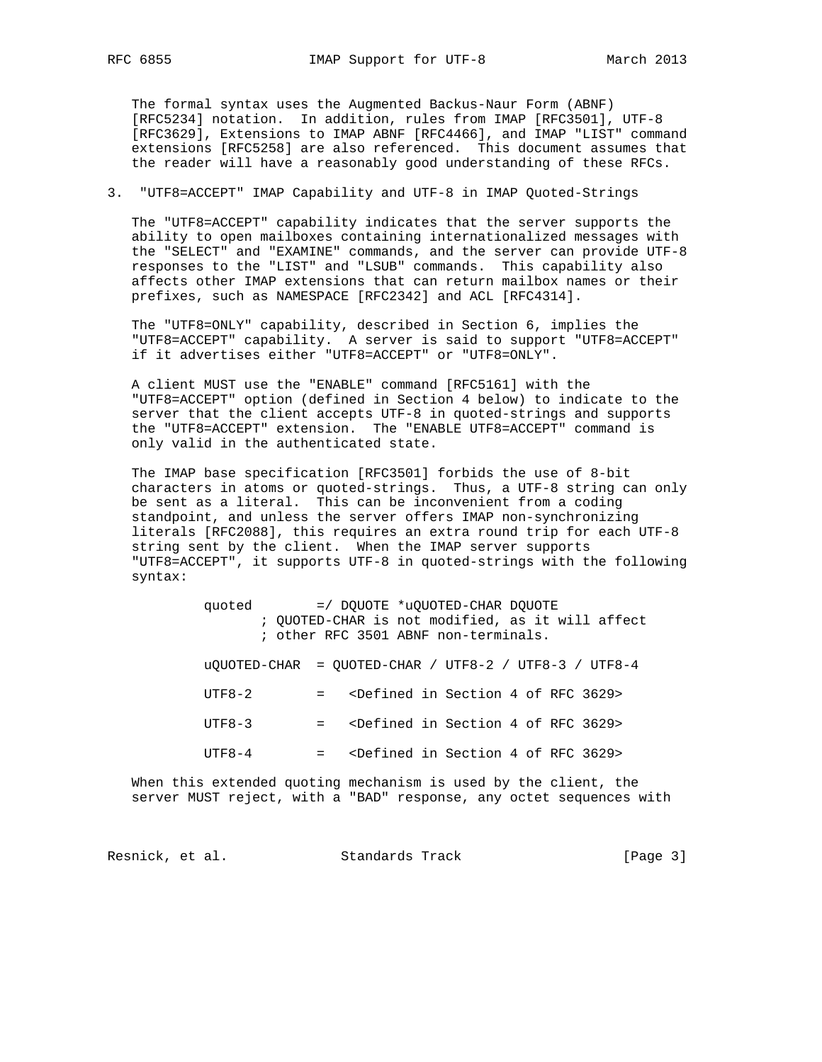The formal syntax uses the Augmented Backus-Naur Form (ABNF) [RFC5234] notation. In addition, rules from IMAP [RFC3501], UTF-8 [RFC3629], Extensions to IMAP ABNF [RFC4466], and IMAP "LIST" command extensions [RFC5258] are also referenced. This document assumes that the reader will have a reasonably good understanding of these RFCs.

## 3. "UTF8=ACCEPT" IMAP Capability and UTF-8 in IMAP Quoted-Strings

The "UTF8=ACCEPT" capability indicates that the server supports the ability to open mailboxes containing internationalized messages with the "SELECT" and "EXAMINE" commands, and the server can provide UTF-8 responses to the "LIST" and "LSUB" commands. This capability also affects other IMAP extensions that can return mailbox names or their prefixes, such as NAMESPACE [RFC2342] and ACL [RFC4314].

The "UTF8=ONLY" capability, described in Section 6, implies the "UTF8=ACCEPT" capability. A server is said to support "UTF8=ACCEPT" if it advertises either "UTF8=ACCEPT" or "UTF8=ONLY".

A client MUST use the "ENABLE" command [RFC5161] with the "UTF8=ACCEPT" option (defined in Section 4 below) to indicate to the server that the client accepts UTF-8 in quoted-strings and supports the "UTF8=ACCEPT" extension. The "ENABLE UTF8=ACCEPT" command is only valid in the authenticated state.

The IMAP base specification [RFC3501] forbids the use of 8-bit characters in atoms or quoted-strings. Thus, a UTF-8 string can only be sent as a literal. This can be inconvenient from a coding standpoint, and unless the server offers IMAP non-synchronizing literals [RFC2088], this requires an extra round trip for each UTF-8 string sent by the client. When the IMAP server supports "UTF8=ACCEPT", it supports UTF-8 in quoted-strings with the following syntax:

```
quoted        =/ DQUOTE *uQUOTED-CHAR DQUOTE
       ; QUOTED-CHAR is not modified, as it will affect
       ; other RFC 3501 ABNF non-terminals.

uQUOTED-CHAR  = QUOTED-CHAR / UTF8-2 / UTF8-3 / UTF8-4

UTF8-2        =   <Defined in Section 4 of RFC 3629>

UTF8-3        =   <Defined in Section 4 of RFC 3629>

UTF8-4        =   <Defined in Section 4 of RFC 3629>
```

When this extended quoting mechanism is used by the client, the server MUST reject, with a "BAD" response, any octet sequences with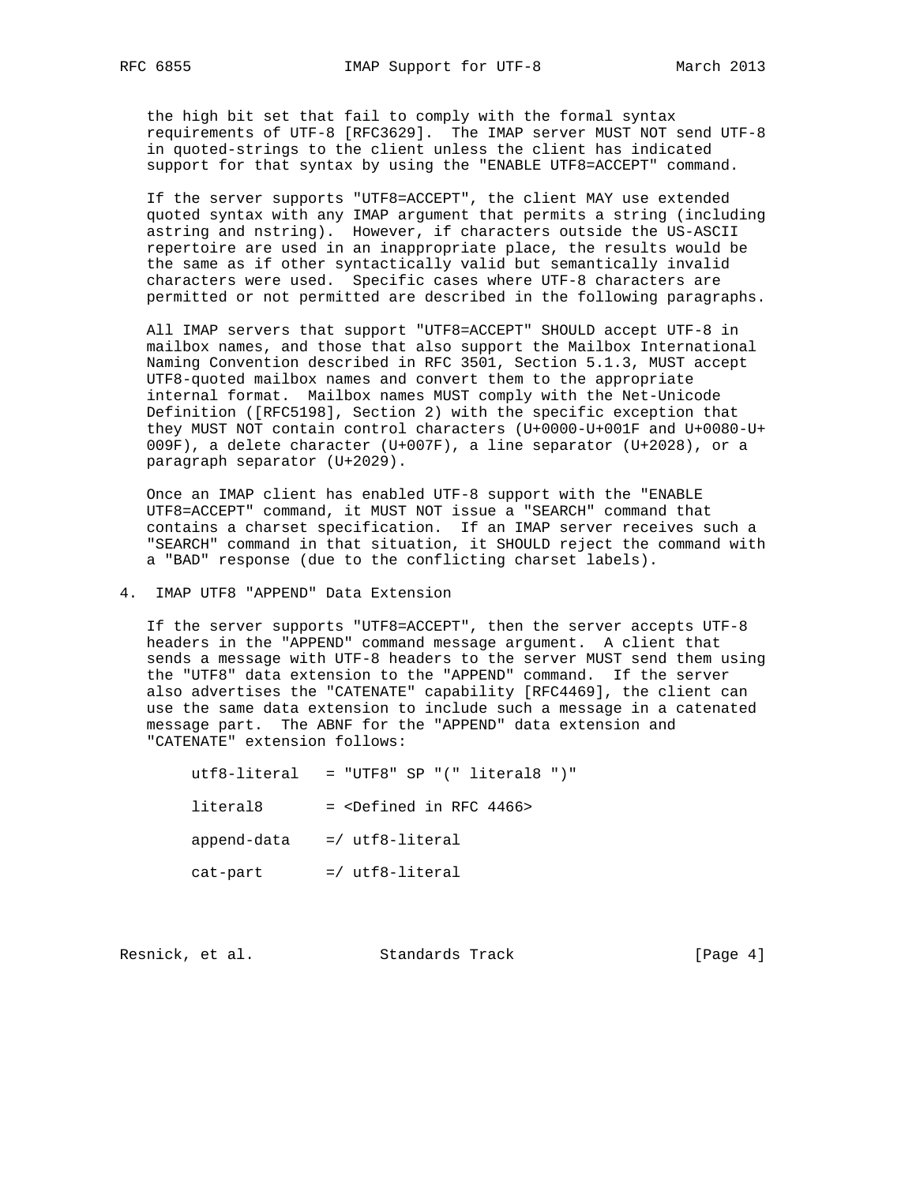the high bit set that fail to comply with the formal syntax requirements of UTF-8 [RFC3629]. The IMAP server MUST NOT send UTF-8 in quoted-strings to the client unless the client has indicated support for that syntax by using the "ENABLE UTF8=ACCEPT" command.

If the server supports "UTF8=ACCEPT", the client MAY use extended quoted syntax with any IMAP argument that permits a string (including astring and nstring). However, if characters outside the US-ASCII repertoire are used in an inappropriate place, the results would be the same as if other syntactically valid but semantically invalid characters were used. Specific cases where UTF-8 characters are permitted or not permitted are described in the following paragraphs.

All IMAP servers that support "UTF8=ACCEPT" SHOULD accept UTF-8 in mailbox names, and those that also support the Mailbox International Naming Convention described in RFC 3501, Section 5.1.3, MUST accept UTF8-quoted mailbox names and convert them to the appropriate internal format. Mailbox names MUST comply with the Net-Unicode Definition ([RFC5198], Section 2) with the specific exception that they MUST NOT contain control characters (U+0000-U+001F and U+0080-U+009F), a delete character (U+007F), a line separator (U+2028), or a paragraph separator (U+2029).

Once an IMAP client has enabled UTF-8 support with the "ENABLE UTF8=ACCEPT" command, it MUST NOT issue a "SEARCH" command that contains a charset specification. If an IMAP server receives such a "SEARCH" command in that situation, it SHOULD reject the command with a "BAD" response (due to the conflicting charset labels).

## 4. IMAP UTF8 "APPEND" Data Extension

If the server supports "UTF8=ACCEPT", then the server accepts UTF-8 headers in the "APPEND" command message argument. A client that sends a message with UTF-8 headers to the server MUST send them using the "UTF8" data extension to the "APPEND" command. If the server also advertises the "CATENATE" capability [RFC4469], the client can use the same data extension to include such a message in a catenated message part. The ABNF for the "APPEND" data extension and "CATENATE" extension follows:

```
utf8-literal   = "UTF8" SP "(" literal8 ")"

literal8       = <Defined in RFC 4466>

append-data    =/ utf8-literal

cat-part       =/ utf8-literal
```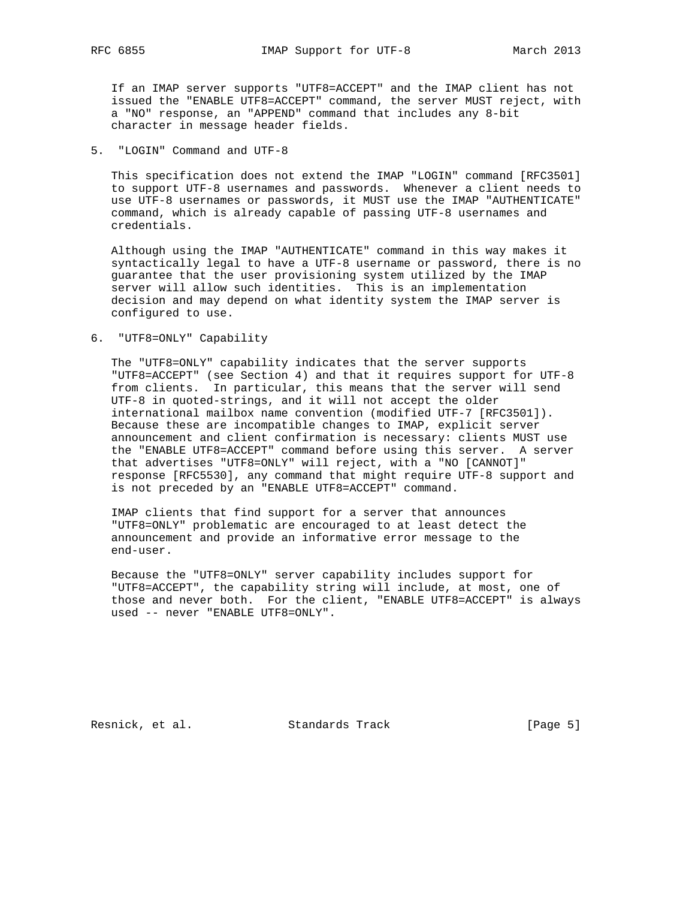If an IMAP server supports "UTF8=ACCEPT" and the IMAP client has not issued the "ENABLE UTF8=ACCEPT" command, the server MUST reject, with a "NO" response, an "APPEND" command that includes any 8-bit character in message header fields.

## 5. "LOGIN" Command and UTF-8

This specification does not extend the IMAP "LOGIN" command [RFC3501] to support UTF-8 usernames and passwords. Whenever a client needs to use UTF-8 usernames or passwords, it MUST use the IMAP "AUTHENTICATE" command, which is already capable of passing UTF-8 usernames and credentials.

Although using the IMAP "AUTHENTICATE" command in this way makes it syntactically legal to have a UTF-8 username or password, there is no guarantee that the user provisioning system utilized by the IMAP server will allow such identities. This is an implementation decision and may depend on what identity system the IMAP server is configured to use.

## 6. "UTF8=ONLY" Capability

The "UTF8=ONLY" capability indicates that the server supports "UTF8=ACCEPT" (see Section 4) and that it requires support for UTF-8 from clients. In particular, this means that the server will send UTF-8 in quoted-strings, and it will not accept the older international mailbox name convention (modified UTF-7 [RFC3501]). Because these are incompatible changes to IMAP, explicit server announcement and client confirmation is necessary: clients MUST use the "ENABLE UTF8=ACCEPT" command before using this server. A server that advertises "UTF8=ONLY" will reject, with a "NO [CANNOT]" response [RFC5530], any command that might require UTF-8 support and is not preceded by an "ENABLE UTF8=ACCEPT" command.

IMAP clients that find support for a server that announces "UTF8=ONLY" problematic are encouraged to at least detect the announcement and provide an informative error message to the end-user.

Because the "UTF8=ONLY" server capability includes support for "UTF8=ACCEPT", the capability string will include, at most, one of those and never both. For the client, "ENABLE UTF8=ACCEPT" is always used -- never "ENABLE UTF8=ONLY".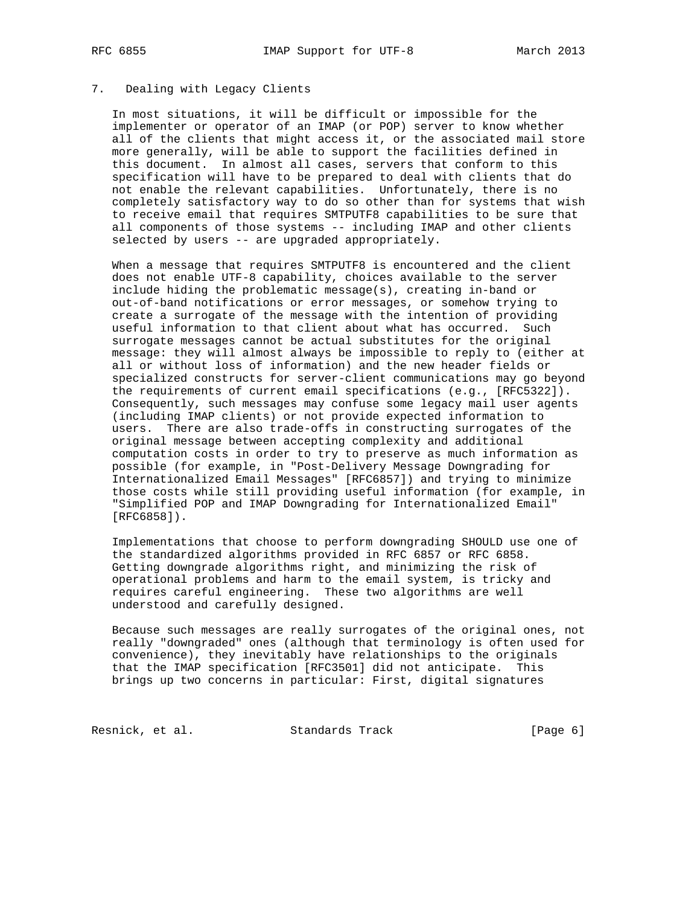## 7. Dealing with Legacy Clients

In most situations, it will be difficult or impossible for the implementer or operator of an IMAP (or POP) server to know whether all of the clients that might access it, or the associated mail store more generally, will be able to support the facilities defined in this document. In almost all cases, servers that conform to this specification will have to be prepared to deal with clients that do not enable the relevant capabilities. Unfortunately, there is no completely satisfactory way to do so other than for systems that wish to receive email that requires SMTPUTF8 capabilities to be sure that all components of those systems -- including IMAP and other clients selected by users -- are upgraded appropriately.

When a message that requires SMTPUTF8 is encountered and the client does not enable UTF-8 capability, choices available to the server include hiding the problematic message(s), creating in-band or out-of-band notifications or error messages, or somehow trying to create a surrogate of the message with the intention of providing useful information to that client about what has occurred. Such surrogate messages cannot be actual substitutes for the original message: they will almost always be impossible to reply to (either at all or without loss of information) and the new header fields or specialized constructs for server-client communications may go beyond the requirements of current email specifications (e.g., [RFC5322]). Consequently, such messages may confuse some legacy mail user agents (including IMAP clients) or not provide expected information to users. There are also trade-offs in constructing surrogates of the original message between accepting complexity and additional computation costs in order to try to preserve as much information as possible (for example, in "Post-Delivery Message Downgrading for Internationalized Email Messages" [RFC6857]) and trying to minimize those costs while still providing useful information (for example, in "Simplified POP and IMAP Downgrading for Internationalized Email" [RFC6858]).

Implementations that choose to perform downgrading SHOULD use one of the standardized algorithms provided in RFC 6857 or RFC 6858. Getting downgrade algorithms right, and minimizing the risk of operational problems and harm to the email system, is tricky and requires careful engineering. These two algorithms are well understood and carefully designed.

Because such messages are really surrogates of the original ones, not really "downgraded" ones (although that terminology is often used for convenience), they inevitably have relationships to the originals that the IMAP specification [RFC3501] did not anticipate. This brings up two concerns in particular: First, digital signatures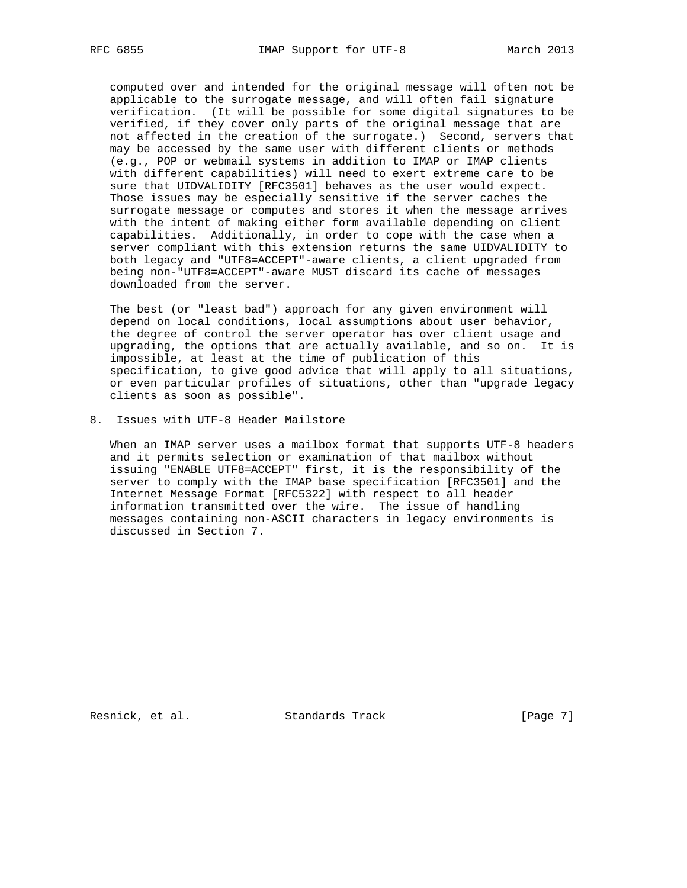computed over and intended for the original message will often not be applicable to the surrogate message, and will often fail signature verification. (It will be possible for some digital signatures to be verified, if they cover only parts of the original message that are not affected in the creation of the surrogate.) Second, servers that may be accessed by the same user with different clients or methods (e.g., POP or webmail systems in addition to IMAP or IMAP clients with different capabilities) will need to exert extreme care to be sure that UIDVALIDITY [RFC3501] behaves as the user would expect. Those issues may be especially sensitive if the server caches the surrogate message or computes and stores it when the message arrives with the intent of making either form available depending on client capabilities. Additionally, in order to cope with the case when a server compliant with this extension returns the same UIDVALIDITY to both legacy and "UTF8=ACCEPT"-aware clients, a client upgraded from being non-"UTF8=ACCEPT"-aware MUST discard its cache of messages downloaded from the server.

The best (or "least bad") approach for any given environment will depend on local conditions, local assumptions about user behavior, the degree of control the server operator has over client usage and upgrading, the options that are actually available, and so on. It is impossible, at least at the time of publication of this specification, to give good advice that will apply to all situations, or even particular profiles of situations, other than "upgrade legacy clients as soon as possible".

## 8. Issues with UTF-8 Header Mailstore

When an IMAP server uses a mailbox format that supports UTF-8 headers and it permits selection or examination of that mailbox without issuing "ENABLE UTF8=ACCEPT" first, it is the responsibility of the server to comply with the IMAP base specification [RFC3501] and the Internet Message Format [RFC5322] with respect to all header information transmitted over the wire. The issue of handling messages containing non-ASCII characters in legacy environments is discussed in Section 7.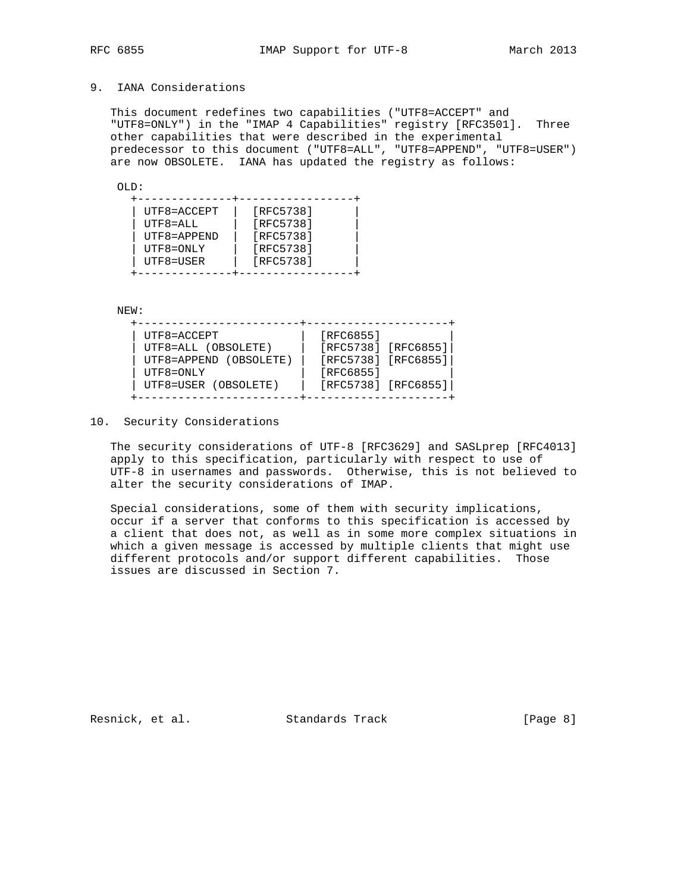## 9. IANA Considerations

This document redefines two capabilities ("UTF8=ACCEPT" and "UTF8=ONLY") in the "IMAP 4 Capabilities" registry [RFC3501]. Three other capabilities that were described in the experimental predecessor to this document ("UTF8=ALL", "UTF8=APPEND", "UTF8=USER") are now OBSOLETE. IANA has updated the registry as follows:

OLD:

| Capability | Reference |
|---|---|
| UTF8=ACCEPT | [RFC5738] |
| UTF8=ALL | [RFC5738] |
| UTF8=APPEND | [RFC5738] |
| UTF8=ONLY | [RFC5738] |
| UTF8=USER | [RFC5738] |

NEW:

| Capability | Reference |
|---|---|
| UTF8=ACCEPT | [RFC6855] |
| UTF8=ALL (OBSOLETE) | [RFC5738] [RFC6855] |
| UTF8=APPEND (OBSOLETE) | [RFC5738] [RFC6855] |
| UTF8=ONLY | [RFC6855] |
| UTF8=USER (OBSOLETE) | [RFC5738] [RFC6855] |

## 10. Security Considerations

The security considerations of UTF-8 [RFC3629] and SASLprep [RFC4013] apply to this specification, particularly with respect to use of UTF-8 in usernames and passwords. Otherwise, this is not believed to alter the security considerations of IMAP.

Special considerations, some of them with security implications, occur if a server that conforms to this specification is accessed by a client that does not, as well as in some more complex situations in which a given message is accessed by multiple clients that might use different protocols and/or support different capabilities. Those issues are discussed in Section 7.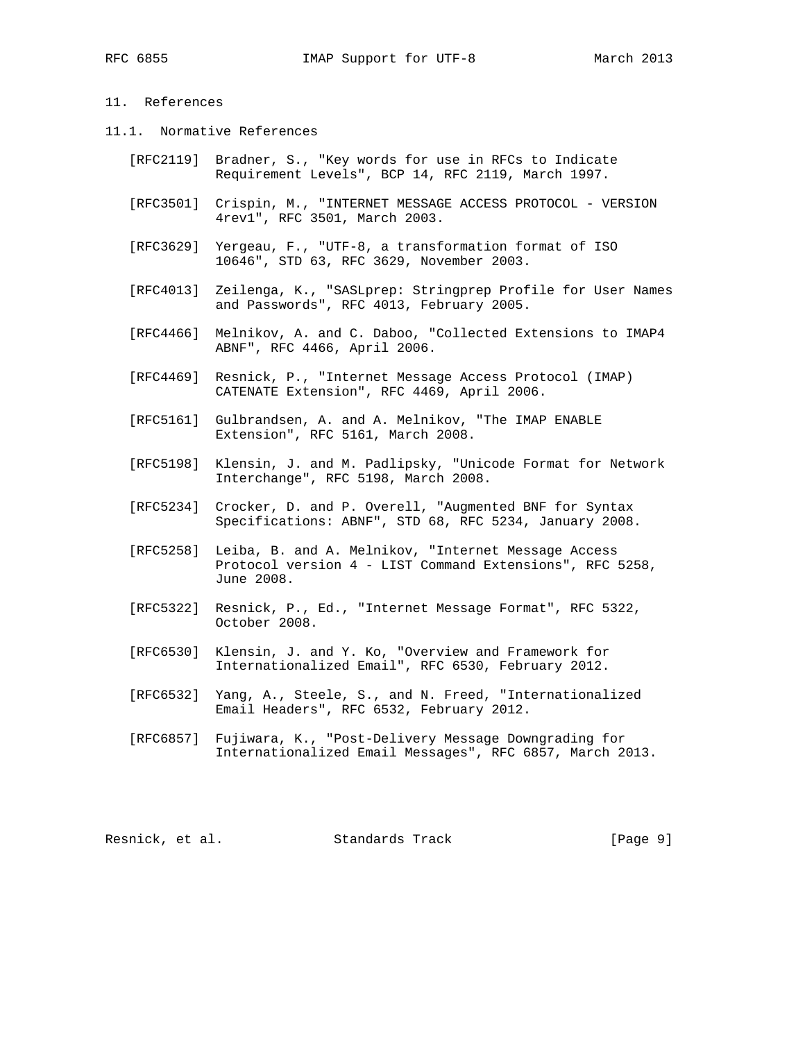## 11. References

### 11.1. Normative References

[RFC2119] Bradner, S., "Key words for use in RFCs to Indicate Requirement Levels", BCP 14, RFC 2119, March 1997.

[RFC3501] Crispin, M., "INTERNET MESSAGE ACCESS PROTOCOL - VERSION 4rev1", RFC 3501, March 2003.

[RFC3629] Yergeau, F., "UTF-8, a transformation format of ISO 10646", STD 63, RFC 3629, November 2003.

[RFC4013] Zeilenga, K., "SASLprep: Stringprep Profile for User Names and Passwords", RFC 4013, February 2005.

[RFC4466] Melnikov, A. and C. Daboo, "Collected Extensions to IMAP4 ABNF", RFC 4466, April 2006.

[RFC4469] Resnick, P., "Internet Message Access Protocol (IMAP) CATENATE Extension", RFC 4469, April 2006.

[RFC5161] Gulbrandsen, A. and A. Melnikov, "The IMAP ENABLE Extension", RFC 5161, March 2008.

[RFC5198] Klensin, J. and M. Padlipsky, "Unicode Format for Network Interchange", RFC 5198, March 2008.

[RFC5234] Crocker, D. and P. Overell, "Augmented BNF for Syntax Specifications: ABNF", STD 68, RFC 5234, January 2008.

[RFC5258] Leiba, B. and A. Melnikov, "Internet Message Access Protocol version 4 - LIST Command Extensions", RFC 5258, June 2008.

[RFC5322] Resnick, P., Ed., "Internet Message Format", RFC 5322, October 2008.

[RFC6530] Klensin, J. and Y. Ko, "Overview and Framework for Internationalized Email", RFC 6530, February 2012.

[RFC6532] Yang, A., Steele, S., and N. Freed, "Internationalized Email Headers", RFC 6532, February 2012.

[RFC6857] Fujiwara, K., "Post-Delivery Message Downgrading for Internationalized Email Messages", RFC 6857, March 2013.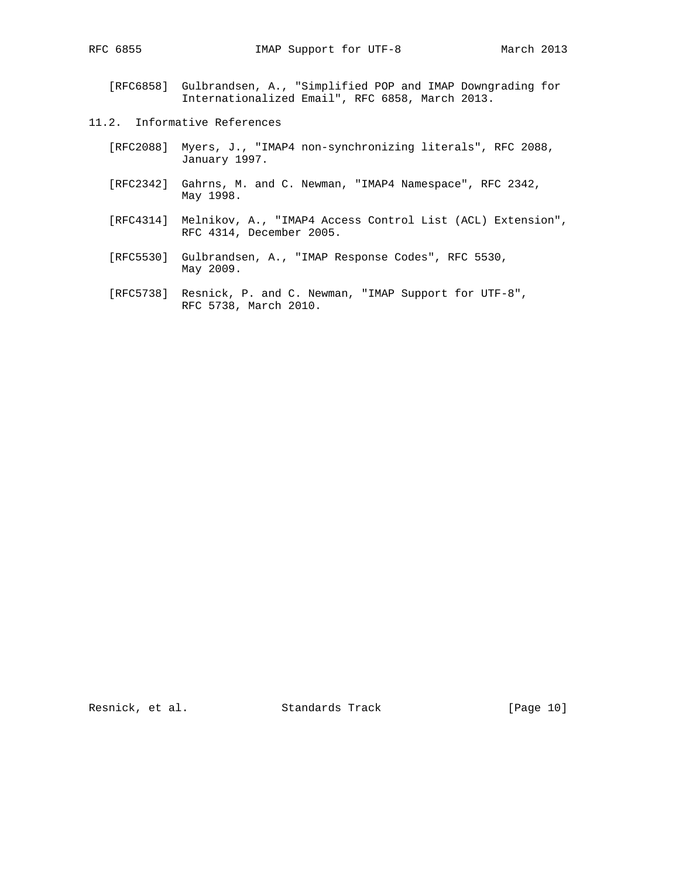[RFC6858] Gulbrandsen, A., "Simplified POP and IMAP Downgrading for Internationalized Email", RFC 6858, March 2013.

### 11.2. Informative References

[RFC2088] Myers, J., "IMAP4 non-synchronizing literals", RFC 2088, January 1997.

[RFC2342] Gahrns, M. and C. Newman, "IMAP4 Namespace", RFC 2342, May 1998.

[RFC4314] Melnikov, A., "IMAP4 Access Control List (ACL) Extension", RFC 4314, December 2005.

[RFC5530] Gulbrandsen, A., "IMAP Response Codes", RFC 5530, May 2009.

[RFC5738] Resnick, P. and C. Newman, "IMAP Support for UTF-8", RFC 5738, March 2010.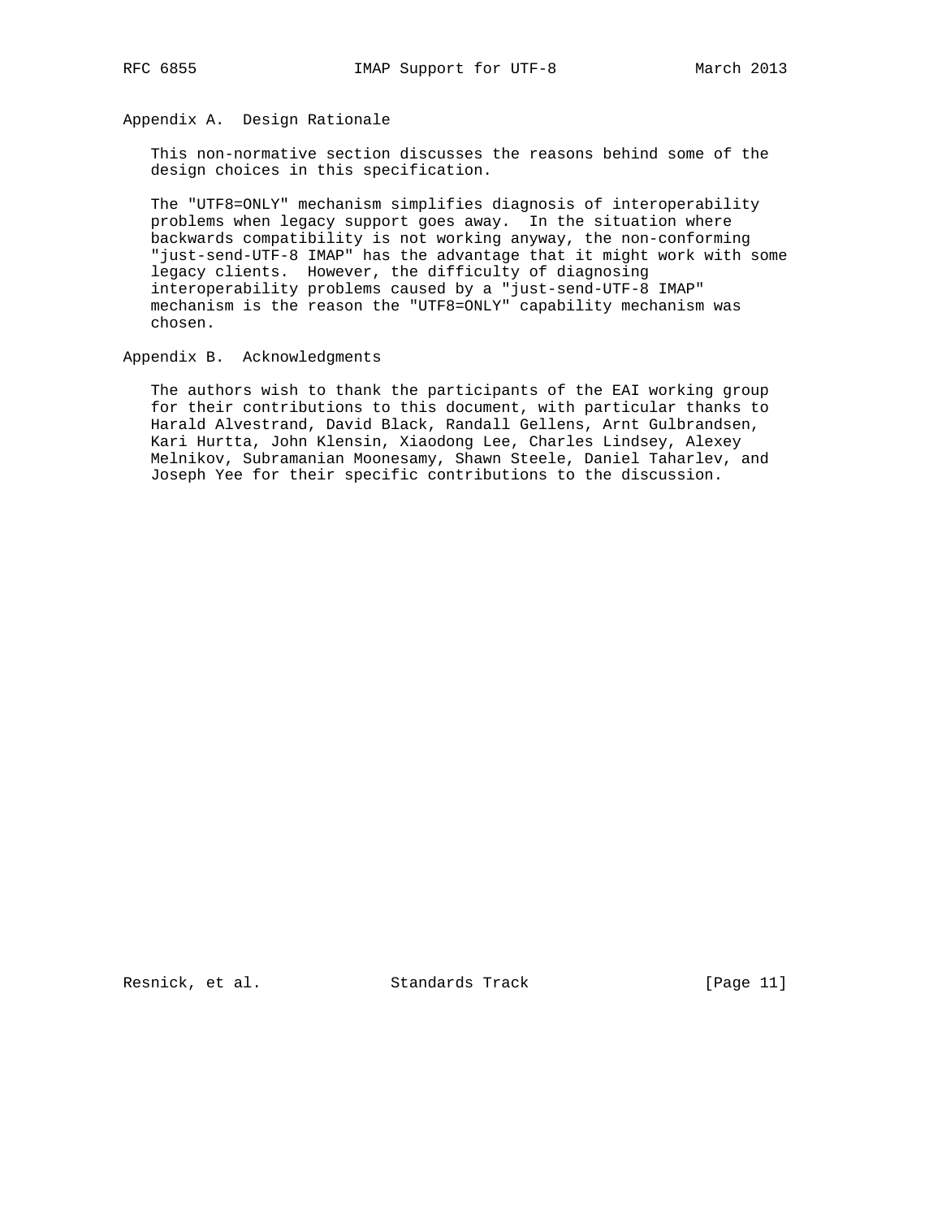## Appendix A. Design Rationale

This non-normative section discusses the reasons behind some of the design choices in this specification.

The "UTF8=ONLY" mechanism simplifies diagnosis of interoperability problems when legacy support goes away. In the situation where backwards compatibility is not working anyway, the non-conforming "just-send-UTF-8 IMAP" has the advantage that it might work with some legacy clients. However, the difficulty of diagnosing interoperability problems caused by a "just-send-UTF-8 IMAP" mechanism is the reason the "UTF8=ONLY" capability mechanism was chosen.

## Appendix B. Acknowledgments

The authors wish to thank the participants of the EAI working group for their contributions to this document, with particular thanks to Harald Alvestrand, David Black, Randall Gellens, Arnt Gulbrandsen, Kari Hurtta, John Klensin, Xiaodong Lee, Charles Lindsey, Alexey Melnikov, Subramanian Moonesamy, Shawn Steele, Daniel Taharlev, and Joseph Yee for their specific contributions to the discussion.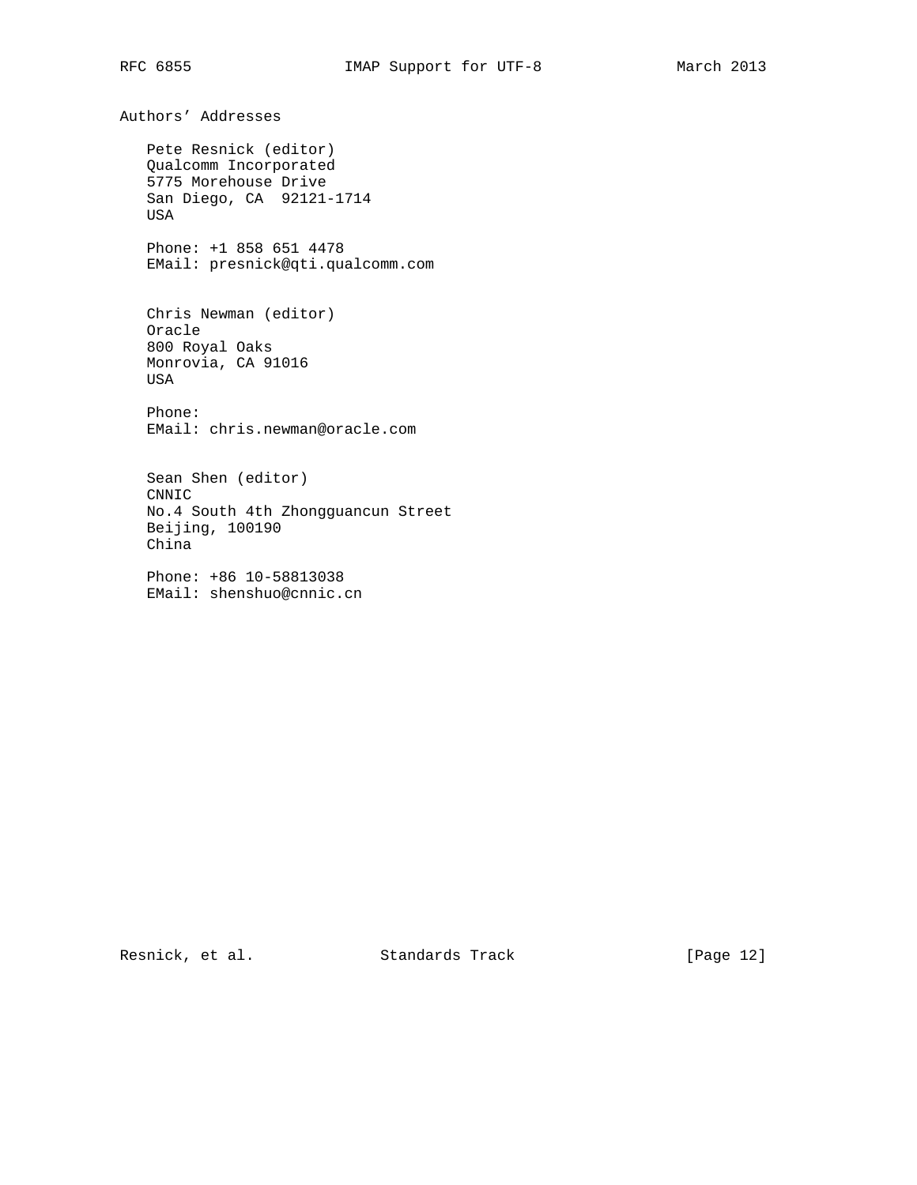## Authors' Addresses

Pete Resnick (editor)
Qualcomm Incorporated
5775 Morehouse Drive
San Diego, CA  92121-1714
USA

Phone: +1 858 651 4478
EMail: presnick@qti.qualcomm.com

Chris Newman (editor)
Oracle
800 Royal Oaks
Monrovia, CA 91016
USA

Phone:
EMail: chris.newman@oracle.com

Sean Shen (editor)
CNNIC
No.4 South 4th Zhongguancun Street
Beijing, 100190
China

Phone: +86 10-58813038
EMail: shenshuo@cnnic.cn